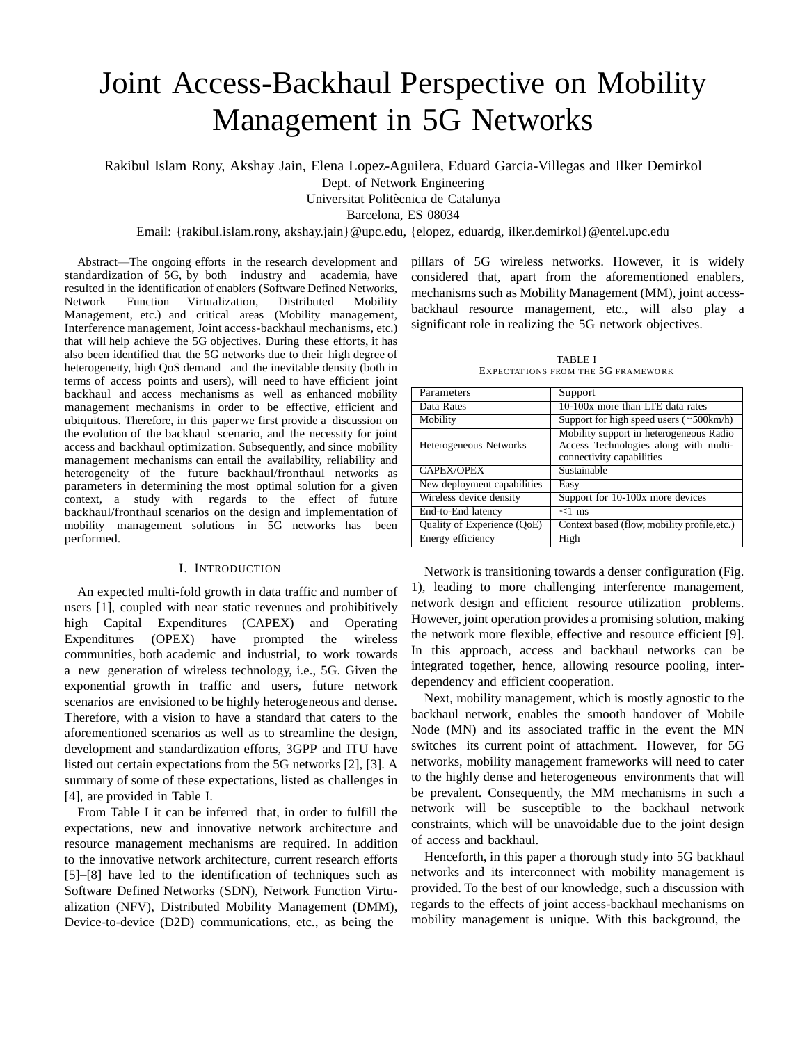# Joint Access-Backhaul Perspective on Mobility Management in 5G Networks

Rakibul Islam Rony, Akshay Jain, Elena Lopez-Aguilera, Eduard Garcia-Villegas and Ilker Demirkol
Dept. of Network Engineering
Universitat Politècnica de Catalunya
Barcelona, ES 08034
Email: {rakibul.islam.rony, akshay.jain}@upc.edu, {elopez, eduardg, ilker.demirkol}@entel.upc.edu

*Abstract*—The ongoing efforts in the research development and standardization of 5G, by both industry and academia, have resulted in the identification of enablers (Software Defined Networks, Network Function Virtualization, Distributed Mobility Management, etc.) and critical areas (Mobility management, Interference management, Joint access-backhaul mechanisms, etc.) that will help achieve the 5G objectives. During these efforts, it has also been identified that the 5G networks due to their high degree of heterogeneity, high QoS demand and the inevitable density (both in terms of access points and users), will need to have efficient joint backhaul and access mechanisms as well as enhanced mobility management mechanisms in order to be effective, efficient and ubiquitous. Therefore, in this paper we first provide a discussion on the evolution of the backhaul scenario, and the necessity for joint access and backhaul optimization. Subsequently, and since mobility management mechanisms can entail the availability, reliability and heterogeneity of the future backhaul/fronthaul networks as parameters in determining the most optimal solution for a given context, a study with regards to the effect of future backhaul/fronthaul scenarios on the design and implementation of mobility management solutions in 5G networks has been performed.

## I. Introduction

An expected multi-fold growth in data traffic and number of users [1], coupled with near static revenues and prohibitively high Capital Expenditures (CAPEX) and Operating Expenditures (OPEX) have prompted the wireless communities, both academic and industrial, to work towards a new generation of wireless technology, i.e., 5G. Given the exponential growth in traffic and users, future network scenarios are envisioned to be highly heterogeneous and dense. Therefore, with a vision to have a standard that caters to the aforementioned scenarios as well as to streamline the design, development and standardization efforts, 3GPP and ITU have listed out certain expectations from the 5G networks [2], [3]. A summary of some of these expectations, listed as challenges in [4], are provided in Table I.

From Table I it can be inferred that, in order to fulfill the expectations, new and innovative network architecture and resource management mechanisms are required. In addition to the innovative network architecture, current research efforts [5]–[8] have led to the identification of techniques such as Software Defined Networks (SDN), Network Function Virtualization (NFV), Distributed Mobility Management (DMM), Device-to-device (D2D) communications, etc., as being the pillars of 5G wireless networks. However, it is widely considered that, apart from the aforementioned enablers, mechanisms such as Mobility Management (MM), joint access-backhaul resource management, etc., will also play a significant role in realizing the 5G network objectives.

TABLE I
Expectations from the 5G framework

| Parameters | Support |
|---|---|
| Data Rates | 10-100x more than LTE data rates |
| Mobility | Support for high speed users (~500km/h) |
| Heterogeneous Networks | Mobility support in heterogeneous Radio Access Technologies along with multi-connectivity capabilities |
| CAPEX/OPEX | Sustainable |
| New deployment capabilities | Easy |
| Wireless device density | Support for 10-100x more devices |
| End-to-End latency | <1 ms |
| Quality of Experience (QoE) | Context based (flow, mobility profile,etc.) |
| Energy efficiency | High |

Network is transitioning towards a denser configuration (Fig. 1), leading to more challenging interference management, network design and efficient resource utilization problems. However, joint operation provides a promising solution, making the network more flexible, effective and resource efficient [9]. In this approach, access and backhaul networks can be integrated together, hence, allowing resource pooling, inter-dependency and efficient cooperation.

Next, mobility management, which is mostly agnostic to the backhaul network, enables the smooth handover of Mobile Node (MN) and its associated traffic in the event the MN switches its current point of attachment. However, for 5G networks, mobility management frameworks will need to cater to the highly dense and heterogeneous environments that will be prevalent. Consequently, the MM mechanisms in such a network will be susceptible to the backhaul network constraints, which will be unavoidable due to the joint design of access and backhaul.

Henceforth, in this paper a thorough study into 5G backhaul networks and its interconnect with mobility management is provided. To the best of our knowledge, such a discussion with regards to the effects of joint access-backhaul mechanisms on mobility management is unique. With this background, the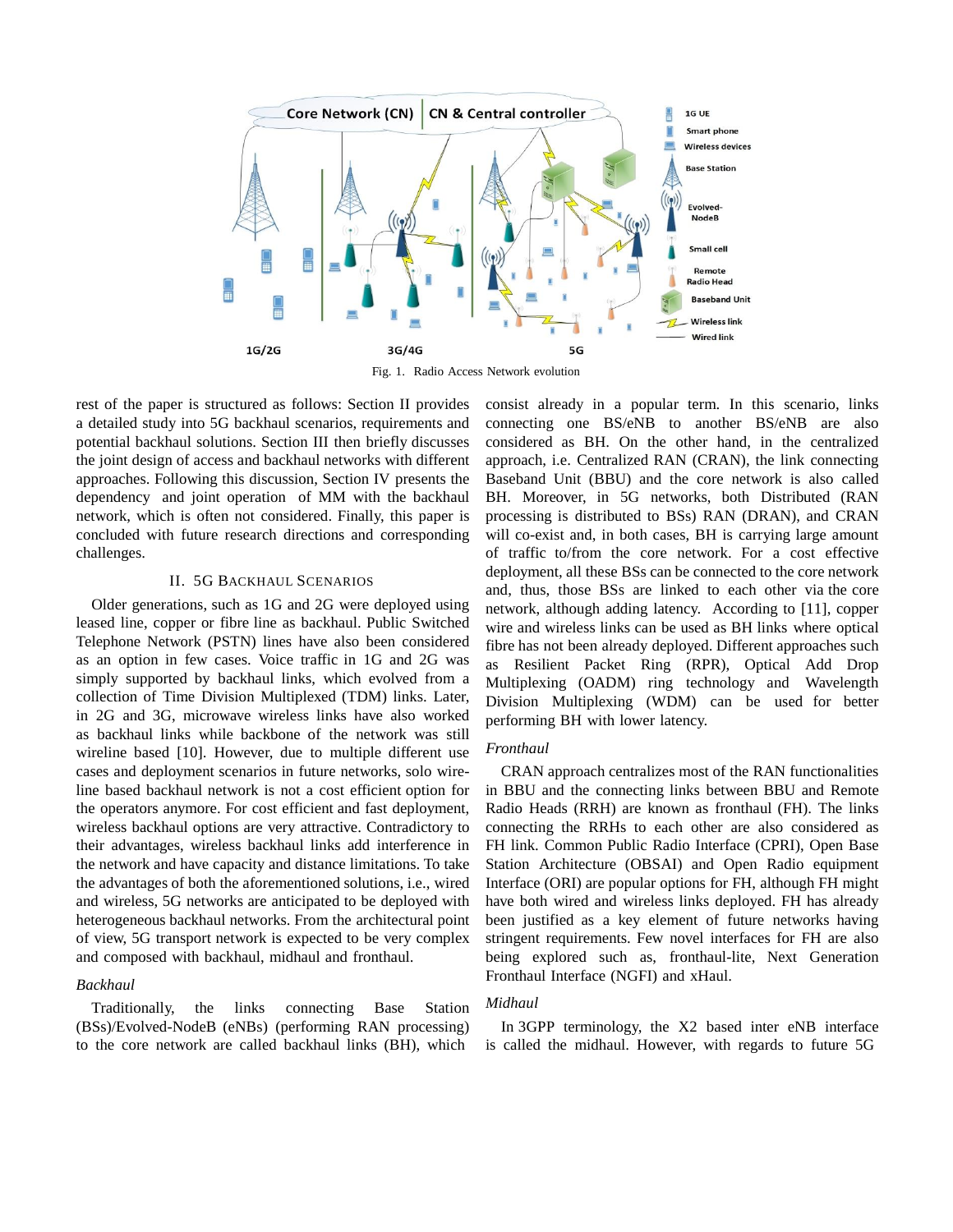Fig. 1. Radio Access Network evolution

rest of the paper is structured as follows: Section II provides a detailed study into 5G backhaul scenarios, requirements and potential backhaul solutions. Section III then briefly discusses the joint design of access and backhaul networks with different approaches. Following this discussion, Section IV presents the dependency and joint operation of MM with the backhaul network, which is often not considered. Finally, this paper is concluded with future research directions and corresponding challenges.

## II. 5G Backhaul Scenarios

Older generations, such as 1G and 2G were deployed using leased line, copper or fibre line as backhaul. Public Switched Telephone Network (PSTN) lines have also been considered as an option in few cases. Voice traffic in 1G and 2G was simply supported by backhaul links, which evolved from a collection of Time Division Multiplexed (TDM) links. Later, in 2G and 3G, microwave wireless links have also worked as backhaul links while backbone of the network was still wireline based [10]. However, due to multiple different use cases and deployment scenarios in future networks, solo wireline based backhaul network is not a cost efficient option for the operators anymore. For cost efficient and fast deployment, wireless backhaul options are very attractive. Contradictory to their advantages, wireless backhaul links add interference in the network and have capacity and distance limitations. To take the advantages of both the aforementioned solutions, i.e., wired and wireless, 5G networks are anticipated to be deployed with heterogeneous backhaul networks. From the architectural point of view, 5G transport network is expected to be very complex and composed with backhaul, midhaul and fronthaul.

### *Backhaul*

Traditionally, the links connecting Base Station (BSs)/Evolved-NodeB (eNBs) (performing RAN processing) to the core network are called backhaul links (BH), which consist already in a popular term. In this scenario, links connecting one BS/eNB to another BS/eNB are also considered as BH. On the other hand, in the centralized approach, i.e. Centralized RAN (CRAN), the link connecting Baseband Unit (BBU) and the core network is also called BH. Moreover, in 5G networks, both Distributed (RAN processing is distributed to BSs) RAN (DRAN), and CRAN will co-exist and, in both cases, BH is carrying large amount of traffic to/from the core network. For a cost effective deployment, all these BSs can be connected to the core network and, thus, those BSs are linked to each other via the core network, although adding latency. According to [11], copper wire and wireless links can be used as BH links where optical fibre has not been already deployed. Different approaches such as Resilient Packet Ring (RPR), Optical Add Drop Multiplexing (OADM) ring technology and Wavelength Division Multiplexing (WDM) can be used for better performing BH with lower latency.

### *Fronthaul*

CRAN approach centralizes most of the RAN functionalities in BBU and the connecting links between BBU and Remote Radio Heads (RRH) are known as fronthaul (FH). The links connecting the RRHs to each other are also considered as FH link. Common Public Radio Interface (CPRI), Open Base Station Architecture (OBSAI) and Open Radio equipment Interface (ORI) are popular options for FH, although FH might have both wired and wireless links deployed. FH has already been justified as a key element of future networks having stringent requirements. Few novel interfaces for FH are also being explored such as, fronthaul-lite, Next Generation Fronthaul Interface (NGFI) and xHaul.

### *Midhaul*

In 3GPP terminology, the X2 based inter eNB interface is called the midhaul. However, with regards to future 5G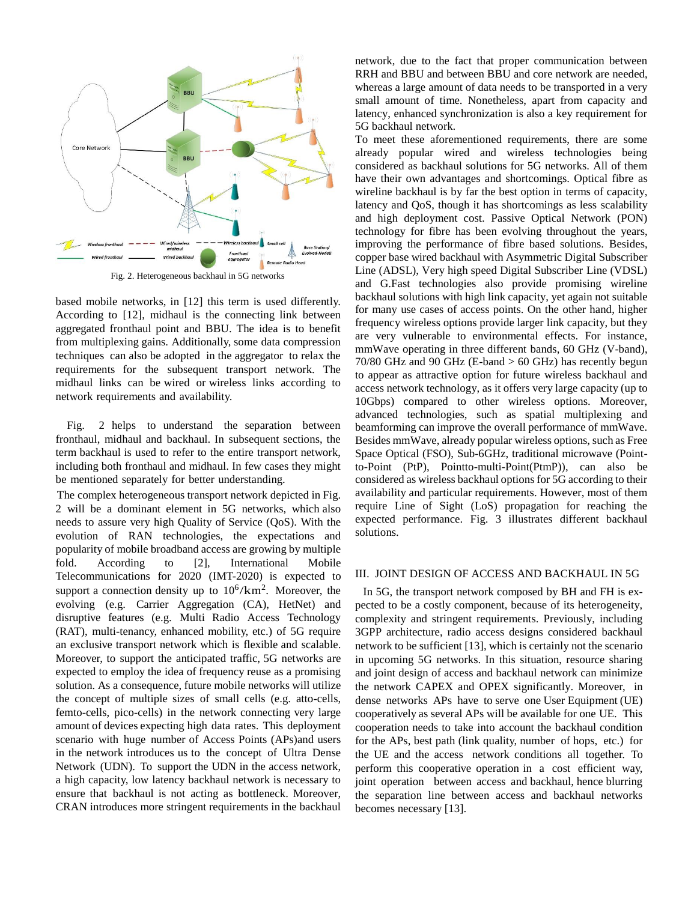Fig. 2. Heterogeneous backhaul in 5G networks

based mobile networks, in [12] this term is used differently. According to [12], midhaul is the connecting link between aggregated fronthaul point and BBU. The idea is to benefit from multiplexing gains. Additionally, some data compression techniques can also be adopted in the aggregator to relax the requirements for the subsequent transport network. The midhaul links can be wired or wireless links according to network requirements and availability.

Fig. 2 helps to understand the separation between fronthaul, midhaul and backhaul. In subsequent sections, the term backhaul is used to refer to the entire transport network, including both fronthaul and midhaul. In few cases they might be mentioned separately for better understanding.

The complex heterogeneous transport network depicted in Fig. 2 will be a dominant element in 5G networks, which also needs to assure very high Quality of Service (QoS). With the evolution of RAN technologies, the expectations and popularity of mobile broadband access are growing by multiple fold. According to [2], International Mobile Telecommunications for 2020 (IMT-2020) is expected to support a connection density up to $10^6/\text{km}^2$. Moreover, the evolving (e.g. Carrier Aggregation (CA), HetNet) and disruptive features (e.g. Multi Radio Access Technology (RAT), multi-tenancy, enhanced mobility, etc.) of 5G require an exclusive transport network which is flexible and scalable. Moreover, to support the anticipated traffic, 5G networks are expected to employ the idea of frequency reuse as a promising solution. As a consequence, future mobile networks will utilize the concept of multiple sizes of small cells (e.g. atto-cells, femto-cells, pico-cells) in the network connecting very large amount of devices expecting high data rates. This deployment scenario with huge number of Access Points (APs)and users in the network introduces us to the concept of Ultra Dense Network (UDN). To support the UDN in the access network, a high capacity, low latency backhaul network is necessary to ensure that backhaul is not acting as bottleneck. Moreover, CRAN introduces more stringent requirements in the backhaul network, due to the fact that proper communication between RRH and BBU and between BBU and core network are needed, whereas a large amount of data needs to be transported in a very small amount of time. Nonetheless, apart from capacity and latency, enhanced synchronization is also a key requirement for 5G backhaul network.

To meet these aforementioned requirements, there are some already popular wired and wireless technologies being considered as backhaul solutions for 5G networks. All of them have their own advantages and shortcomings. Optical fibre as wireline backhaul is by far the best option in terms of capacity, latency and QoS, though it has shortcomings as less scalability and high deployment cost. Passive Optical Network (PON) technology for fibre has been evolving throughout the years, improving the performance of fibre based solutions. Besides, copper base wired backhaul with Asymmetric Digital Subscriber Line (ADSL), Very high speed Digital Subscriber Line (VDSL) and G.Fast technologies also provide promising wireline backhaul solutions with high link capacity, yet again not suitable for many use cases of access points. On the other hand, higher frequency wireless options provide larger link capacity, but they are very vulnerable to environmental effects. For instance, mmWave operating in three different bands, 60 GHz (V-band), 70/80 GHz and 90 GHz (E-band > 60 GHz) has recently begun to appear as attractive option for future wireless backhaul and access network technology, as it offers very large capacity (up to 10Gbps) compared to other wireless options. Moreover, advanced technologies, such as spatial multiplexing and beamforming can improve the overall performance of mmWave. Besides mmWave, already popular wireless options, such as Free Space Optical (FSO), Sub-6GHz, traditional microwave (Point-to-Point (PtP), Pointto-multi-Point(PtmP)), can also be considered as wireless backhaul options for 5G according to their availability and particular requirements. However, most of them require Line of Sight (LoS) propagation for reaching the expected performance. Fig. 3 illustrates different backhaul solutions.

## III. JOINT DESIGN OF ACCESS AND BACKHAUL IN 5G

In 5G, the transport network composed by BH and FH is expected to be a costly component, because of its heterogeneity, complexity and stringent requirements. Previously, including 3GPP architecture, radio access designs considered backhaul network to be sufficient [13], which is certainly not the scenario in upcoming 5G networks. In this situation, resource sharing and joint design of access and backhaul network can minimize the network CAPEX and OPEX significantly. Moreover, in dense networks APs have to serve one User Equipment (UE) cooperatively as several APs will be available for one UE. This cooperation needs to take into account the backhaul condition for the APs, best path (link quality, number of hops, etc.) for the UE and the access network conditions all together. To perform this cooperative operation in a cost efficient way, joint operation between access and backhaul, hence blurring the separation line between access and backhaul networks becomes necessary [13].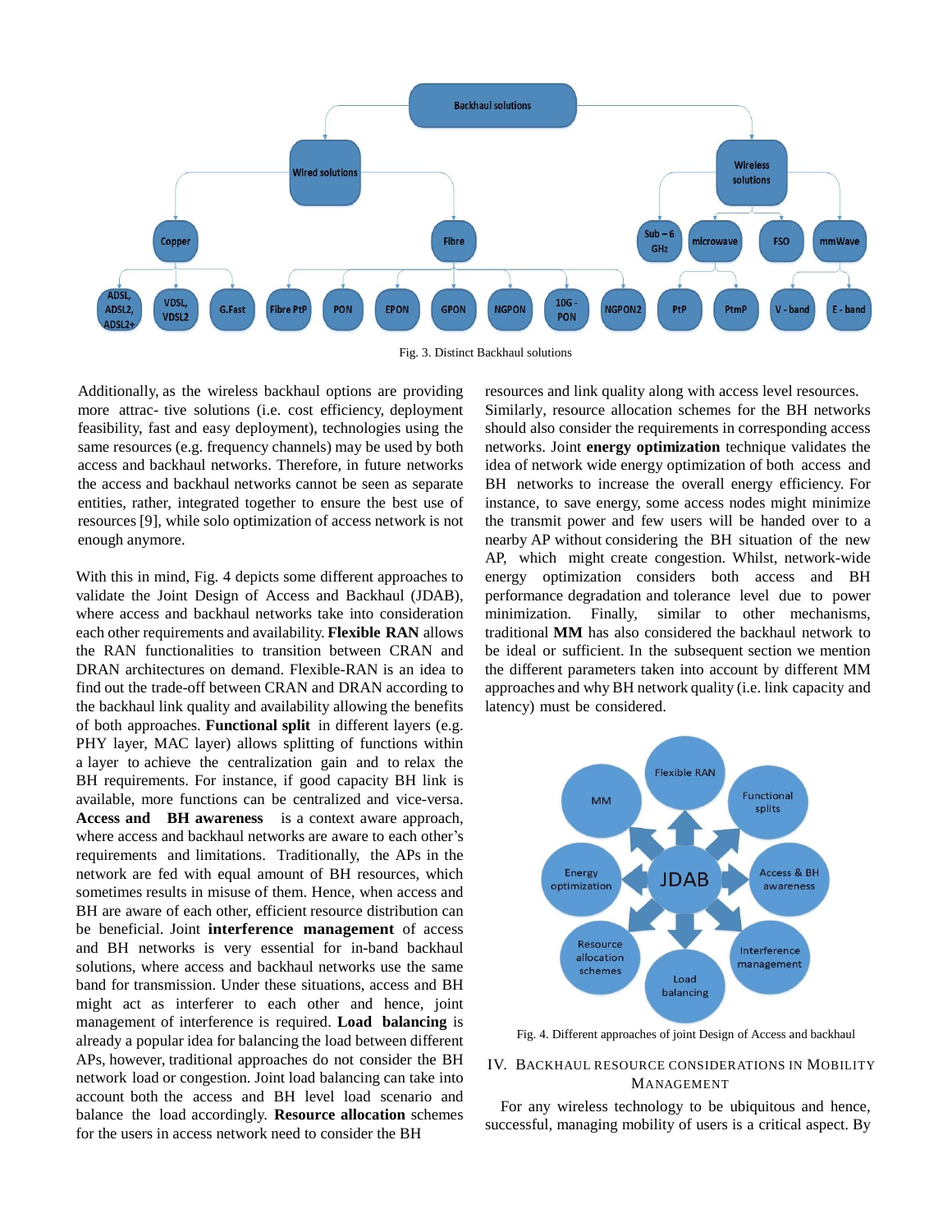Fig. 3. Distinct Backhaul solutions

Additionally, as the wireless backhaul options are providing more attrac- tive solutions (i.e. cost efficiency, deployment feasibility, fast and easy deployment), technologies using the same resources (e.g. frequency channels) may be used by both access and backhaul networks. Therefore, in future networks the access and backhaul networks cannot be seen as separate entities, rather, integrated together to ensure the best use of resources [9], while solo optimization of access network is not enough anymore.

With this in mind, Fig. 4 depicts some different approaches to validate the Joint Design of Access and Backhaul (JDAB), where access and backhaul networks take into consideration each other requirements and availability. **Flexible RAN** allows the RAN functionalities to transition between CRAN and DRAN architectures on demand. Flexible-RAN is an idea to find out the trade-off between CRAN and DRAN according to the backhaul link quality and availability allowing the benefits of both approaches. **Functional split** in different layers (e.g. PHY layer, MAC layer) allows splitting of functions within a layer to achieve the centralization gain and to relax the BH requirements. For instance, if good capacity BH link is available, more functions can be centralized and vice-versa. **Access and BH awareness** is a context aware approach, where access and backhaul networks are aware to each other's requirements and limitations. Traditionally, the APs in the network are fed with equal amount of BH resources, which sometimes results in misuse of them. Hence, when access and BH are aware of each other, efficient resource distribution can be beneficial. Joint **interference management** of access and BH networks is very essential for in-band backhaul solutions, where access and backhaul networks use the same band for transmission. Under these situations, access and BH might act as interferer to each other and hence, joint management of interference is required. **Load balancing** is already a popular idea for balancing the load between different APs, however, traditional approaches do not consider the BH network load or congestion. Joint load balancing can take into account both the access and BH level load scenario and balance the load accordingly. **Resource allocation** schemes for the users in access network need to consider the BH resources and link quality along with access level resources. Similarly, resource allocation schemes for the BH networks should also consider the requirements in corresponding access networks. Joint **energy optimization** technique validates the idea of network wide energy optimization of both access and BH networks to increase the overall energy efficiency. For instance, to save energy, some access nodes might minimize the transmit power and few users will be handed over to a nearby AP without considering the BH situation of the new AP, which might create congestion. Whilst, network-wide energy optimization considers both access and BH performance degradation and tolerance level due to power minimization. Finally, similar to other mechanisms, traditional **MM** has also considered the backhaul network to be ideal or sufficient. In the subsequent section we mention the different parameters taken into account by different MM approaches and why BH network quality (i.e. link capacity and latency) must be considered.

Fig. 4. Different approaches of joint Design of Access and backhaul

## IV. Backhaul Resource Considerations in Mobility Management

For any wireless technology to be ubiquitous and hence, successful, managing mobility of users is a critical aspect. By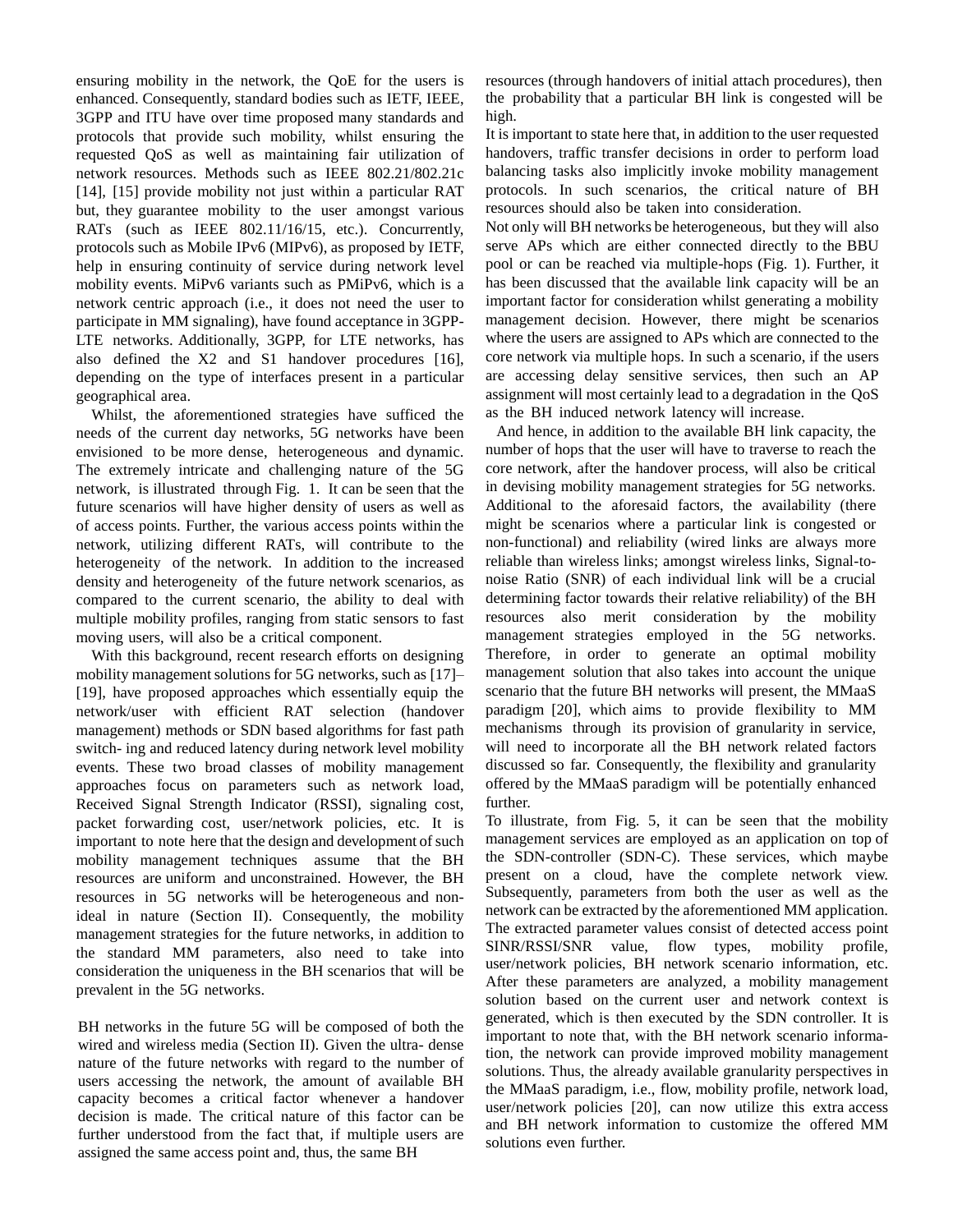ensuring mobility in the network, the QoE for the users is enhanced. Consequently, standard bodies such as IETF, IEEE, 3GPP and ITU have over time proposed many standards and protocols that provide such mobility, whilst ensuring the requested QoS as well as maintaining fair utilization of network resources. Methods such as IEEE 802.21/802.21c [14], [15] provide mobility not just within a particular RAT but, they guarantee mobility to the user amongst various RATs (such as IEEE 802.11/16/15, etc.). Concurrently, protocols such as Mobile IPv6 (MIPv6), as proposed by IETF, help in ensuring continuity of service during network level mobility events. MiPv6 variants such as PMiPv6, which is a network centric approach (i.e., it does not need the user to participate in MM signaling), have found acceptance in 3GPP-LTE networks. Additionally, 3GPP, for LTE networks, has also defined the X2 and S1 handover procedures [16], depending on the type of interfaces present in a particular geographical area.

Whilst, the aforementioned strategies have sufficed the needs of the current day networks, 5G networks have been envisioned to be more dense, heterogeneous and dynamic. The extremely intricate and challenging nature of the 5G network, is illustrated through Fig. 1. It can be seen that the future scenarios will have higher density of users as well as of access points. Further, the various access points within the network, utilizing different RATs, will contribute to the heterogeneity of the network. In addition to the increased density and heterogeneity of the future network scenarios, as compared to the current scenario, the ability to deal with multiple mobility profiles, ranging from static sensors to fast moving users, will also be a critical component.

With this background, recent research efforts on designing mobility management solutions for 5G networks, such as [17]–[19], have proposed approaches which essentially equip the network/user with efficient RAT selection (handover management) methods or SDN based algorithms for fast path switch- ing and reduced latency during network level mobility events. These two broad classes of mobility management approaches focus on parameters such as network load, Received Signal Strength Indicator (RSSI), signaling cost, packet forwarding cost, user/network policies, etc. It is important to note here that the design and development of such mobility management techniques assume that the BH resources are uniform and unconstrained. However, the BH resources in 5G networks will be heterogeneous and non-ideal in nature (Section II). Consequently, the mobility management strategies for the future networks, in addition to the standard MM parameters, also need to take into consideration the uniqueness in the BH scenarios that will be prevalent in the 5G networks.

BH networks in the future 5G will be composed of both the wired and wireless media (Section II). Given the ultra- dense nature of the future networks with regard to the number of users accessing the network, the amount of available BH capacity becomes a critical factor whenever a handover decision is made. The critical nature of this factor can be further understood from the fact that, if multiple users are assigned the same access point and, thus, the same BH resources (through handovers of initial attach procedures), then the probability that a particular BH link is congested will be high.

It is important to state here that, in addition to the user requested handovers, traffic transfer decisions in order to perform load balancing tasks also implicitly invoke mobility management protocols. In such scenarios, the critical nature of BH resources should also be taken into consideration.

Not only will BH networks be heterogeneous, but they will also serve APs which are either connected directly to the BBU pool or can be reached via multiple-hops (Fig. 1). Further, it has been discussed that the available link capacity will be an important factor for consideration whilst generating a mobility management decision. However, there might be scenarios where the users are assigned to APs which are connected to the core network via multiple hops. In such a scenario, if the users are accessing delay sensitive services, then such an AP assignment will most certainly lead to a degradation in the QoS as the BH induced network latency will increase.

And hence, in addition to the available BH link capacity, the number of hops that the user will have to traverse to reach the core network, after the handover process, will also be critical in devising mobility management strategies for 5G networks. Additional to the aforesaid factors, the availability (there might be scenarios where a particular link is congested or non-functional) and reliability (wired links are always more reliable than wireless links; amongst wireless links, Signal-to-noise Ratio (SNR) of each individual link will be a crucial determining factor towards their relative reliability) of the BH resources also merit consideration by the mobility management strategies employed in the 5G networks. Therefore, in order to generate an optimal mobility management solution that also takes into account the unique scenario that the future BH networks will present, the MMaaS paradigm [20], which aims to provide flexibility to MM mechanisms through its provision of granularity in service, will need to incorporate all the BH network related factors discussed so far. Consequently, the flexibility and granularity offered by the MMaaS paradigm will be potentially enhanced further.

To illustrate, from Fig. 5, it can be seen that the mobility management services are employed as an application on top of the SDN-controller (SDN-C). These services, which maybe present on a cloud, have the complete network view. Subsequently, parameters from both the user as well as the network can be extracted by the aforementioned MM application. The extracted parameter values consist of detected access point SINR/RSSI/SNR value, flow types, mobility profile, user/network policies, BH network scenario information, etc. After these parameters are analyzed, a mobility management solution based on the current user and network context is generated, which is then executed by the SDN controller. It is important to note that, with the BH network scenario information, the network can provide improved mobility management solutions. Thus, the already available granularity perspectives in the MMaaS paradigm, i.e., flow, mobility profile, network load, user/network policies [20], can now utilize this extra access and BH network information to customize the offered MM solutions even further.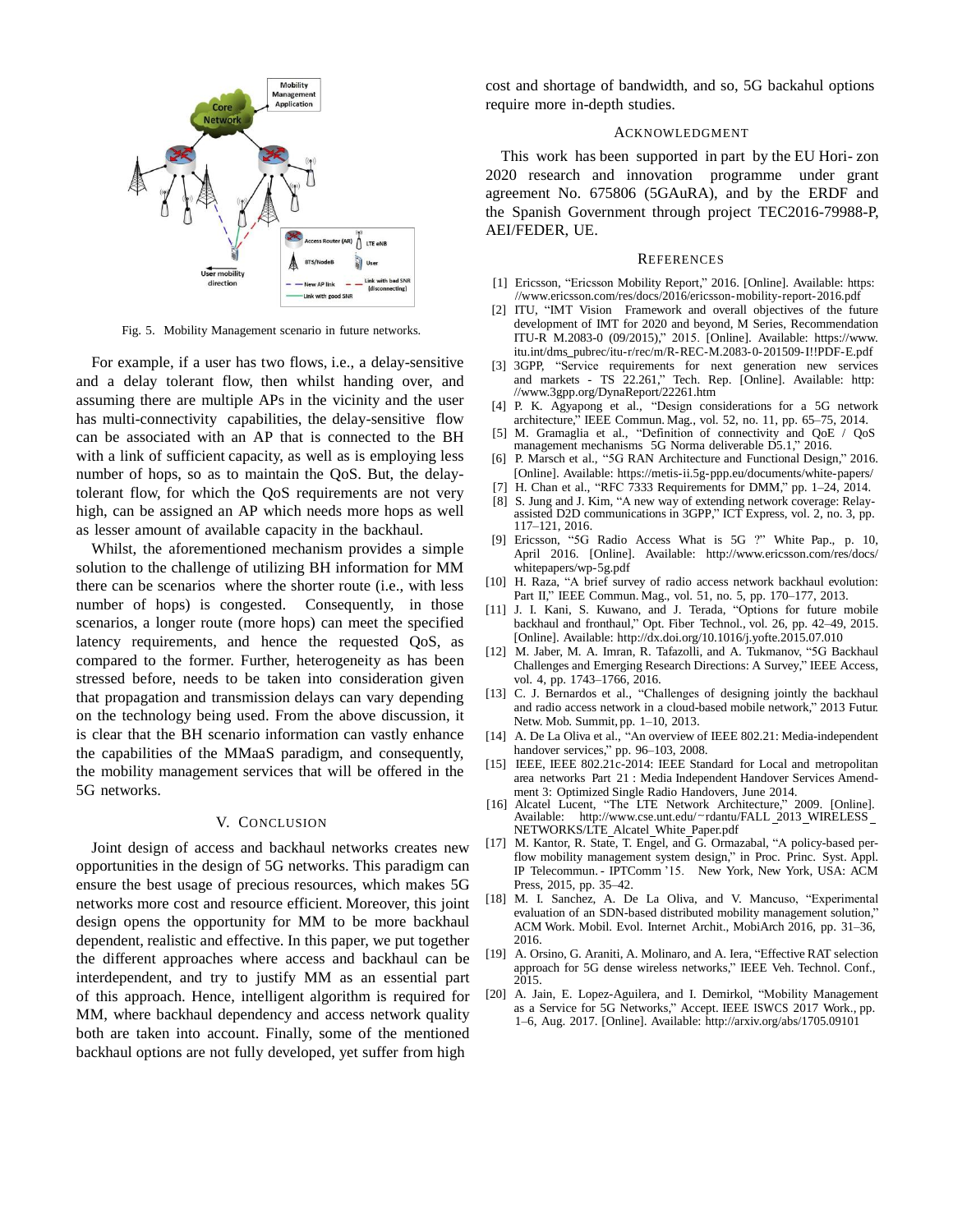Mobility Management Application

Core Network

User mobility direction

Access Router (AR)

LTE eNB

BTS/NodeB

User

New AP link

Link with bad SNR (disconnecting)

Link with good SNR

Fig. 5. Mobility Management scenario in future networks.

For example, if a user has two flows, i.e., a delay-sensitive and a delay tolerant flow, then whilst handing over, and assuming there are multiple APs in the vicinity and the user has multi-connectivity capabilities, the delay-sensitive flow can be associated with an AP that is connected to the BH with a link of sufficient capacity, as well as is employing less number of hops, so as to maintain the QoS. But, the delay-tolerant flow, for which the QoS requirements are not very high, can be assigned an AP which needs more hops as well as lesser amount of available capacity in the backhaul.

Whilst, the aforementioned mechanism provides a simple solution to the challenge of utilizing BH information for MM there can be scenarios where the shorter route (i.e., with less number of hops) is congested. Consequently, in those scenarios, a longer route (more hops) can meet the specified latency requirements, and hence the requested QoS, as compared to the former. Further, heterogeneity as has been stressed before, needs to be taken into consideration given that propagation and transmission delays can vary depending on the technology being used. From the above discussion, it is clear that the BH scenario information can vastly enhance the capabilities of the MMaaS paradigm, and consequently, the mobility management services that will be offered in the 5G networks.

## V. Conclusion

Joint design of access and backhaul networks creates new opportunities in the design of 5G networks. This paradigm can ensure the best usage of precious resources, which makes 5G networks more cost and resource efficient. Moreover, this joint design opens the opportunity for MM to be more backhaul dependent, realistic and effective. In this paper, we put together the different approaches where access and backhaul can be interdependent, and try to justify MM as an essential part of this approach. Hence, intelligent algorithm is required for MM, where backhaul dependency and access network quality both are taken into account. Finally, some of the mentioned backhaul options are not fully developed, yet suffer from high cost and shortage of bandwidth, and so, 5G backahul options require more in-depth studies.

## Acknowledgment

This work has been supported in part by the EU Hori- zon 2020 research and innovation programme under grant agreement No. 675806 (5GAuRA), and by the ERDF and the Spanish Government through project TEC2016-79988-P, AEI/FEDER, UE.

## References

[1] Ericsson, "Ericsson Mobility Report," 2016. [Online]. Available: https://www.ericsson.com/res/docs/2016/ericsson-mobility-report-2016.pdf

[2] ITU, "IMT Vision Framework and overall objectives of the future development of IMT for 2020 and beyond, M Series, Recommendation ITU-R M.2083-0 (09/2015)," 2015. [Online]. Available: https://www.itu.int/dms_pubrec/itu-r/rec/m/R-REC-M.2083-0-201509-I!!PDF-E.pdf

[3] 3GPP, "Service requirements for next generation new services and markets - TS 22.261," Tech. Rep. [Online]. Available: http://www.3gpp.org/DynaReport/22261.htm

[4] P. K. Agyapong et al., "Design considerations for a 5G network architecture," IEEE Commun. Mag., vol. 52, no. 11, pp. 65–75, 2014.

[5] M. Gramaglia et al., "Definition of connectivity and QoE / QoS management mechanisms 5G Norma deliverable D5.1," 2016.

[6] P. Marsch et al., "5G RAN Architecture and Functional Design," 2016. [Online]. Available: https://metis-ii.5g-ppp.eu/documents/white-papers/

[7] H. Chan et al., "RFC 7333 Requirements for DMM," pp. 1–24, 2014.

[8] S. Jung and J. Kim, "A new way of extending network coverage: Relay-assisted D2D communications in 3GPP," ICT Express, vol. 2, no. 3, pp. 117–121, 2016.

[9] Ericsson, "5G Radio Access What is 5G ?" White Pap., p. 10, April 2016. [Online]. Available: http://www.ericsson.com/res/docs/whitepapers/wp-5g.pdf

[10] H. Raza, "A brief survey of radio access network backhaul evolution: Part II," IEEE Commun. Mag., vol. 51, no. 5, pp. 170–177, 2013.

[11] J. I. Kani, S. Kuwano, and J. Terada, "Options for future mobile backhaul and fronthaul," Opt. Fiber Technol., vol. 26, pp. 42–49, 2015. [Online]. Available: http://dx.doi.org/10.1016/j.yofte.2015.07.010

[12] M. Jaber, M. A. Imran, R. Tafazolli, and A. Tukmanov, "5G Backhaul Challenges and Emerging Research Directions: A Survey," IEEE Access, vol. 4, pp. 1743–1766, 2016.

[13] C. J. Bernardos et al., "Challenges of designing jointly the backhaul and radio access network in a cloud-based mobile network," 2013 Futur. Netw. Mob. Summit, pp. 1–10, 2013.

[14] A. De La Oliva et al., "An overview of IEEE 802.21: Media-independent handover services," pp. 96–103, 2008.

[15] IEEE, IEEE 802.21c-2014: IEEE Standard for Local and metropolitan area networks Part 21 : Media Independent Handover Services Amendment 3: Optimized Single Radio Handovers, June 2014.

[16] Alcatel Lucent, "The LTE Network Architecture," 2009. [Online]. Available: http://www.cse.unt.edu/~rdantu/FALL_2013_WIRELESS_NETWORKS/LTE_Alcatel_White_Paper.pdf

[17] M. Kantor, R. State, T. Engel, and G. Ormazabal, "A policy-based per-flow mobility management system design," in Proc. Princ. Syst. Appl. IP Telecommun. - IPTComm '15. New York, New York, USA: ACM Press, 2015, pp. 35–42.

[18] M. I. Sanchez, A. De La Oliva, and V. Mancuso, "Experimental evaluation of an SDN-based distributed mobility management solution," ACM Work. Mobil. Evol. Internet Archit., MobiArch 2016, pp. 31–36, 2016.

[19] A. Orsino, G. Araniti, A. Molinaro, and A. Iera, "Effective RAT selection approach for 5G dense wireless networks," IEEE Veh. Technol. Conf., 2015.

[20] A. Jain, E. Lopez-Aguilera, and I. Demirkol, "Mobility Management as a Service for 5G Networks," Accept. IEEE ISWCS 2017 Work., pp. 1–6, Aug. 2017. [Online]. Available: http://arxiv.org/abs/1705.09101